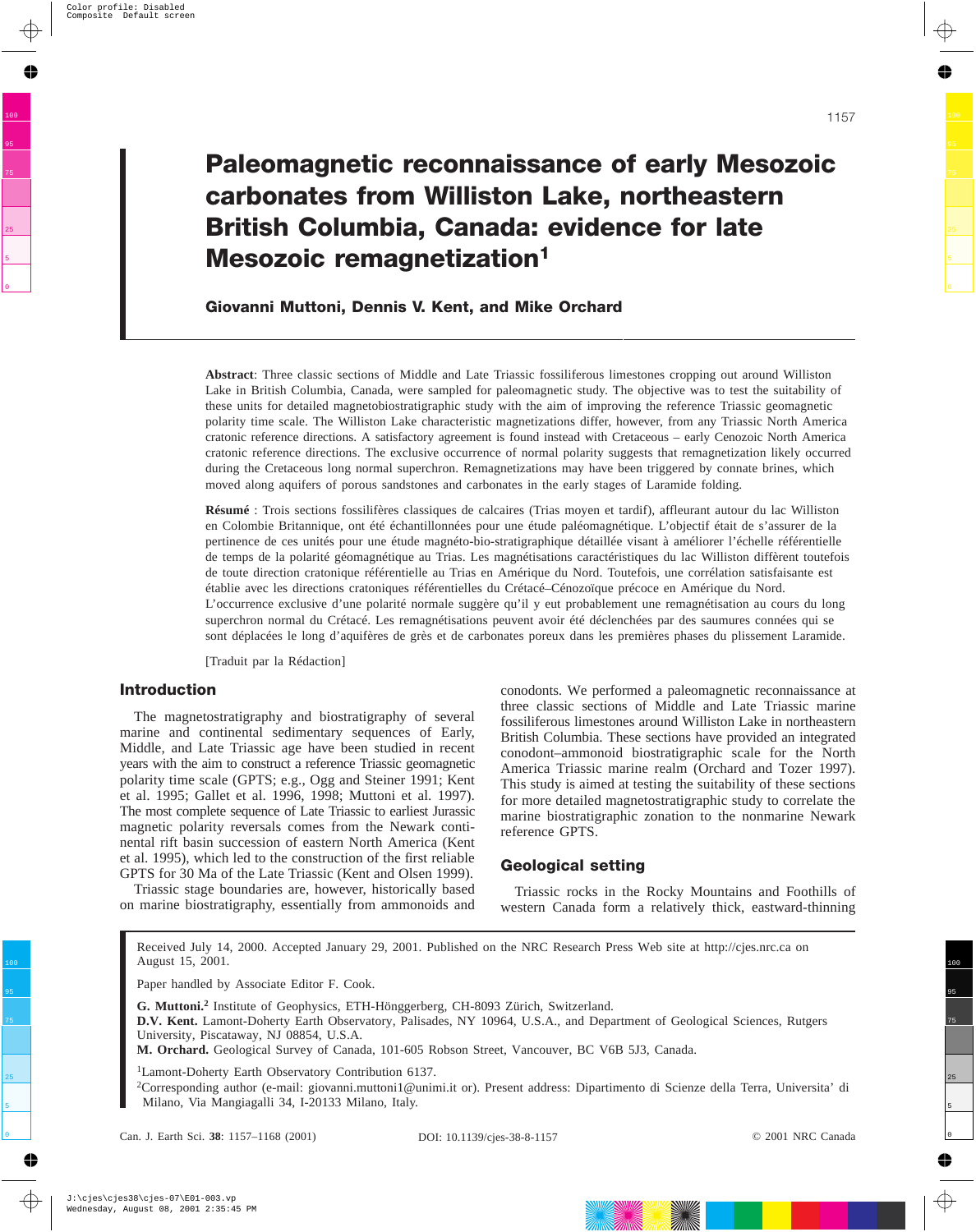# Paleomagnetic reconnaissance of early Mesozoic carbonates from Williston Lake, northeastern British Columbia, Canada: evidence for late Mesozoic remagnetization[1]

**Giovanni Muttoni, Dennis V. Kent, and Mike Orchard**

**Abstract**: Three classic sections of Middle and Late Triassic fossiliferous limestones cropping out around Williston Lake in British Columbia, Canada, were sampled for paleomagnetic study. The objective was to test the suitability of these units for detailed magnetobiostratigraphic study with the aim of improving the reference Triassic geomagnetic polarity time scale. The Williston Lake characteristic magnetizations differ, however, from any Triassic North America cratonic reference directions. A satisfactory agreement is found instead with Cretaceous – early Cenozoic North America cratonic reference directions. The exclusive occurrence of normal polarity suggests that remagnetization likely occurred during the Cretaceous long normal superchron. Remagnetizations may have been triggered by connate brines, which moved along aquifers of porous sandstones and carbonates in the early stages of Laramide folding.

**Résumé** : Trois sections fossilifères classiques de calcaires (Trias moyen et tardif), affleurant autour du lac Williston en Colombie Britannique, ont été échantillonnées pour une étude paléomagnétique. L'objectif était de s'assurer de la pertinence de ces unités pour une étude magnéto-bio-stratigraphique détaillée visant à améliorer l'échelle référentielle de temps de la polarité géomagnétique au Trias. Les magnétisations caractéristiques du lac Williston diffèrent toutefois de toute direction cratonique référentielle au Trias en Amérique du Nord. Toutefois, une corrélation satisfaisante est établie avec les directions cratoniques référentielles du Crétacé–Cénozoïque précoce en Amérique du Nord. L'occurrence exclusive d'une polarité normale suggère qu'il y eut probablement une remagnétisation au cours du long superchron normal du Crétacé. Les remagnétisations peuvent avoir été déclenchées par des saumures connées qui se sont déplacées le long d'aquifères de grès et de carbonates poreux dans les premières phases du plissement Laramide.

[Traduit par la Rédaction]

## Introduction

The magnetostratigraphy and biostratigraphy of several marine and continental sedimentary sequences of Early, Middle, and Late Triassic age have been studied in recent years with the aim to construct a reference Triassic geomagnetic polarity time scale (GPTS; e.g., Ogg and Steiner 1991; Kent et al. 1995; Gallet et al. 1996, 1998; Muttoni et al. 1997). The most complete sequence of Late Triassic to earliest Jurassic magnetic polarity reversals comes from the Newark continental rift basin succession of eastern North America (Kent et al. 1995), which led to the construction of the first reliable GPTS for 30 Ma of the Late Triassic (Kent and Olsen 1999).

Triassic stage boundaries are, however, historically based on marine biostratigraphy, essentially from ammonoids and conodonts. We performed a paleomagnetic reconnaissance at three classic sections of Middle and Late Triassic marine fossiliferous limestones around Williston Lake in northeastern British Columbia. These sections have provided an integrated conodont–ammonoid biostratigraphic scale for the North America Triassic marine realm (Orchard and Tozer 1997). This study is aimed at testing the suitability of these sections for more detailed magnetostratigraphic study to correlate the marine biostratigraphic zonation to the nonmarine Newark reference GPTS.

## Geological setting

Triassic rocks in the Rocky Mountains and Foothills of western Canada form a relatively thick, eastward-thinning

---

Received July 14, 2000. Accepted January 29, 2001. Published on the NRC Research Press Web site at http://cjes.nrc.ca on August 15, 2001.

Paper handled by Associate Editor F. Cook.

**G. Muttoni.**[2] Institute of Geophysics, ETH-Hönggerberg, CH-8093 Zürich, Switzerland.
**D.V. Kent.** Lamont-Doherty Earth Observatory, Palisades, NY 10964, U.S.A., and Department of Geological Sciences, Rutgers University, Piscataway, NJ 08854, U.S.A.
**M. Orchard.** Geological Survey of Canada, 101-605 Robson Street, Vancouver, BC V6B 5J3, Canada.

[1]Lamont-Doherty Earth Observatory Contribution 6137.
[2]Corresponding author (e-mail: giovanni.muttoni1@unimi.it or). Present address: Dipartimento di Scienze della Terra, Universita' di Milano, Via Mangiagalli 34, I-20133 Milano, Italy.

DOI: 10.1139/cjes-38-8-1157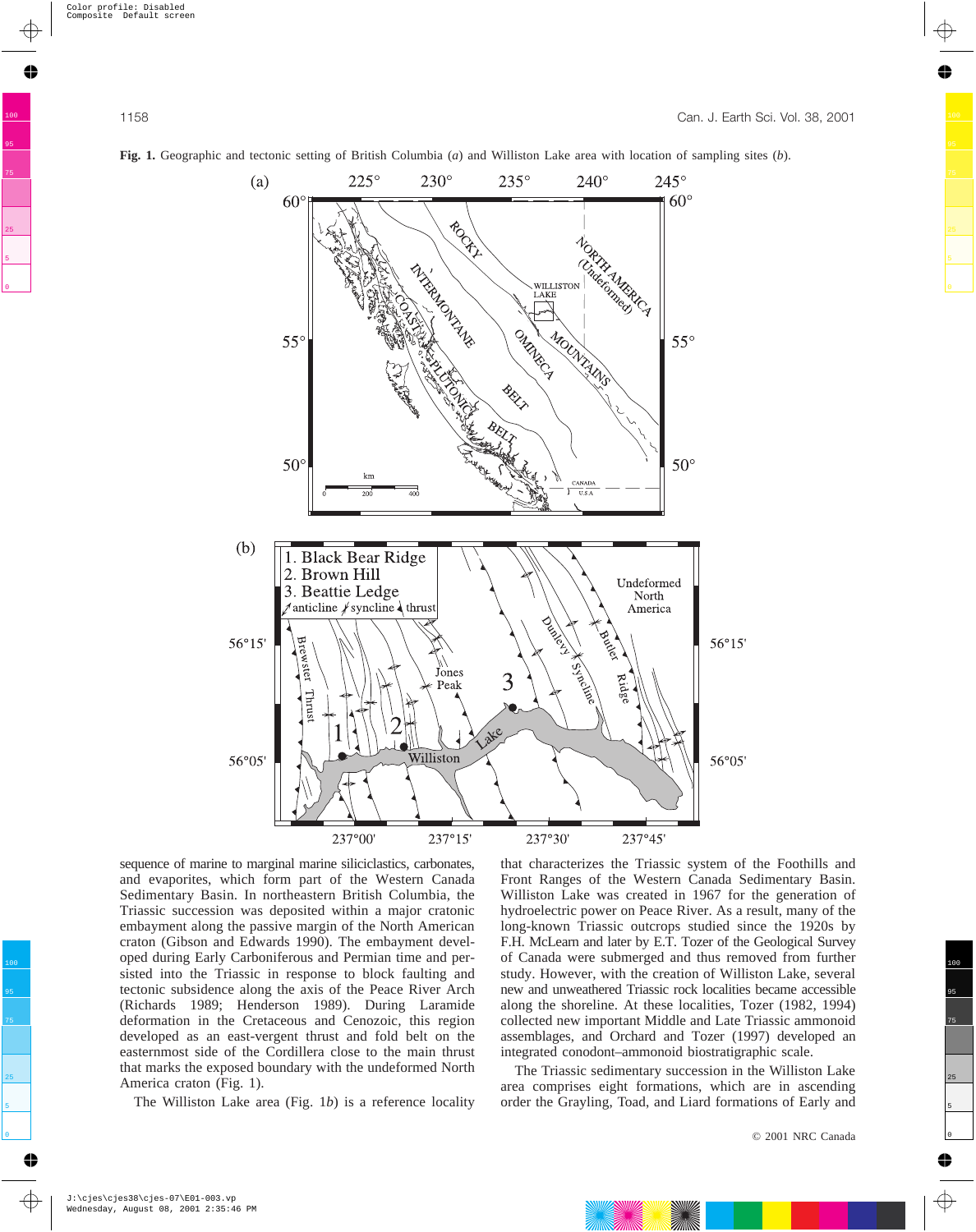**Fig. 1.** Geographic and tectonic setting of British Columbia (*a*) and Williston Lake area with location of sampling sites (*b*).

sequence of marine to marginal marine siliciclastics, carbonates, and evaporites, which form part of the Western Canada Sedimentary Basin. In northeastern British Columbia, the Triassic succession was deposited within a major cratonic embayment along the passive margin of the North American craton (Gibson and Edwards 1990). The embayment developed during Early Carboniferous and Permian time and persisted into the Triassic in response to block faulting and tectonic subsidence along the axis of the Peace River Arch (Richards 1989; Henderson 1989). During Laramide deformation in the Cretaceous and Cenozoic, this region developed as an east-vergent thrust and fold belt on the easternmost side of the Cordillera close to the main thrust that marks the exposed boundary with the undeformed North America craton (Fig. 1).

The Williston Lake area (Fig. 1*b*) is a reference locality that characterizes the Triassic system of the Foothills and Front Ranges of the Western Canada Sedimentary Basin. Williston Lake was created in 1967 for the generation of hydroelectric power on Peace River. As a result, many of the long-known Triassic outcrops studied since the 1920s by F.H. McLearn and later by E.T. Tozer of the Geological Survey of Canada were submerged and thus removed from further study. However, with the creation of Williston Lake, several new and unweathered Triassic rock localities became accessible along the shoreline. At these localities, Tozer (1982, 1994) collected new important Middle and Late Triassic ammonoid assemblages, and Orchard and Tozer (1997) developed an integrated conodont–ammonoid biostratigraphic scale.

The Triassic sedimentary succession in the Williston Lake area comprises eight formations, which are in ascending order the Grayling, Toad, and Liard formations of Early and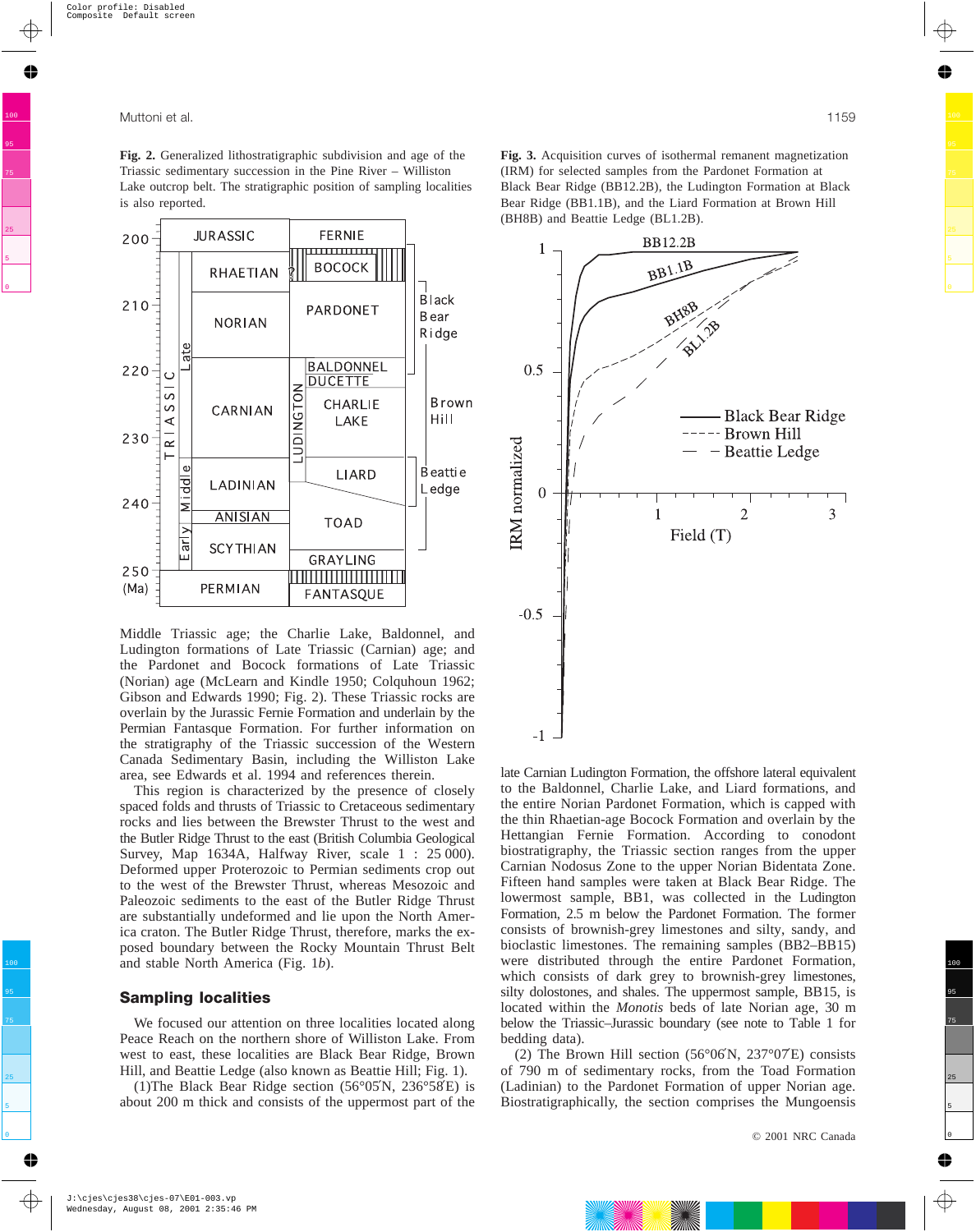**Fig. 2.** Generalized lithostratigraphic subdivision and age of the Triassic sedimentary succession in the Pine River – Williston Lake outcrop belt. The stratigraphic position of sampling localities is also reported.

**Fig. 3.** Acquisition curves of isothermal remanent magnetization (IRM) for selected samples from the Pardonet Formation at Black Bear Ridge (BB12.2B), the Ludington Formation at Black Bear Ridge (BB1.1B), and the Liard Formation at Brown Hill (BH8B) and Beattie Ledge (BL1.2B).

Middle Triassic age; the Charlie Lake, Baldonnel, and Ludington formations of Late Triassic (Carnian) age; and the Pardonet and Bocock formations of Late Triassic (Norian) age (McLearn and Kindle 1950; Colquhoun 1962; Gibson and Edwards 1990; Fig. 2). These Triassic rocks are overlain by the Jurassic Fernie Formation and underlain by the Permian Fantasque Formation. For further information on the stratigraphy of the Triassic succession of the Western Canada Sedimentary Basin, including the Williston Lake area, see Edwards et al. 1994 and references therein.

This region is characterized by the presence of closely spaced folds and thrusts of Triassic to Cretaceous sedimentary rocks and lies between the Brewster Thrust to the west and the Butler Ridge Thrust to the east (British Columbia Geological Survey, Map 1634A, Halfway River, scale 1 : 25 000). Deformed upper Proterozoic to Permian sediments crop out to the west of the Brewster Thrust, whereas Mesozoic and Paleozoic sediments to the east of the Butler Ridge Thrust are substantially undeformed and lie upon the North American craton. The Butler Ridge Thrust, therefore, marks the exposed boundary between the Rocky Mountain Thrust Belt and stable North America (Fig. 1*b*).

## Sampling localities

We focused our attention on three localities located along Peace Reach on the northern shore of Williston Lake. From west to east, these localities are Black Bear Ridge, Brown Hill, and Beattie Ledge (also known as Beattie Hill; Fig. 1).

(1)The Black Bear Ridge section (56°05′N, 236°58′E) is about 200 m thick and consists of the uppermost part of the late Carnian Ludington Formation, the offshore lateral equivalent to the Baldonnel, Charlie Lake, and Liard formations, and the entire Norian Pardonet Formation, which is capped with the thin Rhaetian-age Bocock Formation and overlain by the Hettangian Fernie Formation. According to conodont biostratigraphy, the Triassic section ranges from the upper Carnian Nodosus Zone to the upper Norian Bidentata Zone. Fifteen hand samples were taken at Black Bear Ridge. The lowermost sample, BB1, was collected in the Ludington Formation, 2.5 m below the Pardonet Formation. The former consists of brownish-grey limestones and silty, sandy, and bioclastic limestones. The remaining samples (BB2–BB15) were distributed through the entire Pardonet Formation, which consists of dark grey to brownish-grey limestones, silty dolostones, and shales. The uppermost sample, BB15, is located within the *Monotis* beds of late Norian age, 30 m below the Triassic–Jurassic boundary (see note to Table 1 for bedding data).

(2) The Brown Hill section (56°06′N, 237°07′E) consists of 790 m of sedimentary rocks, from the Toad Formation (Ladinian) to the Pardonet Formation of upper Norian age. Biostratigraphically, the section comprises the Mungoensis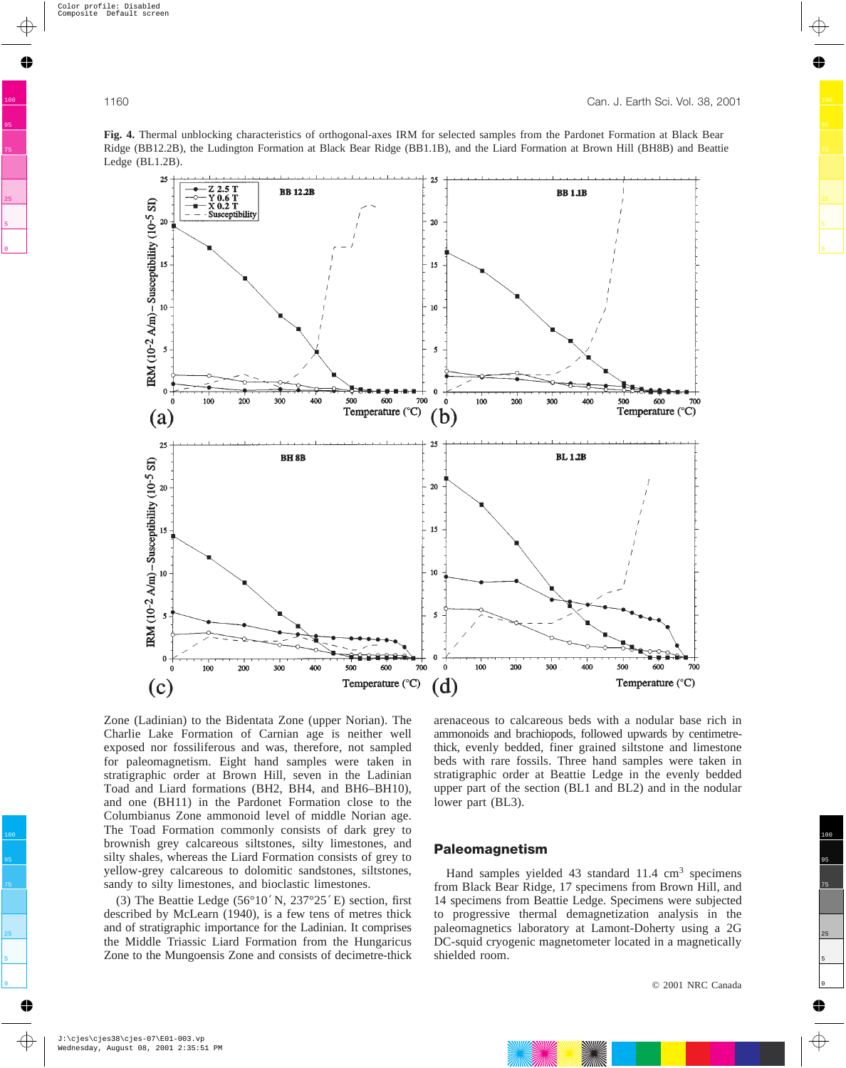**Fig. 4.** Thermal unblocking characteristics of orthogonal-axes IRM for selected samples from the Pardonet Formation at Black Bear Ridge (BB12.2B), the Ludington Formation at Black Bear Ridge (BB1.1B), and the Liard Formation at Brown Hill (BH8B) and Beattie Ledge (BL1.2B).

Zone (Ladinian) to the Bidentata Zone (upper Norian). The Charlie Lake Formation of Carnian age is neither well exposed nor fossiliferous and was, therefore, not sampled for paleomagnetism. Eight hand samples were taken in stratigraphic order at Brown Hill, seven in the Ladinian Toad and Liard formations (BH2, BH4, and BH6–BH10), and one (BH11) in the Pardonet Formation close to the Columbianus Zone ammonoid level of middle Norian age. The Toad Formation commonly consists of dark grey to brownish grey calcareous siltstones, silty limestones, and silty shales, whereas the Liard Formation consists of grey to yellow-grey calcareous to dolomitic sandstones, siltstones, sandy to silty limestones, and bioclastic limestones.

(3) The Beattie Ledge (56°10′ N, 237°25′ E) section, first described by McLearn (1940), is a few tens of metres thick and of stratigraphic importance for the Ladinian. It comprises the Middle Triassic Liard Formation from the Hungaricus Zone to the Mungoensis Zone and consists of decimetre-thick arenaceous to calcareous beds with a nodular base rich in ammonoids and brachiopods, followed upwards by centimetre-thick, evenly bedded, finer grained siltstone and limestone beds with rare fossils. Three hand samples were taken in stratigraphic order at Beattie Ledge in the evenly bedded upper part of the section (BL1 and BL2) and in the nodular lower part (BL3).

## Paleomagnetism

Hand samples yielded 43 standard 11.4 $cm^3$ specimens from Black Bear Ridge, 17 specimens from Brown Hill, and 14 specimens from Beattie Ledge. Specimens were subjected to progressive thermal demagnetization analysis in the paleomagnetics laboratory at Lamont-Doherty using a 2G DC-squid cryogenic magnetometer located in a magnetically shielded room.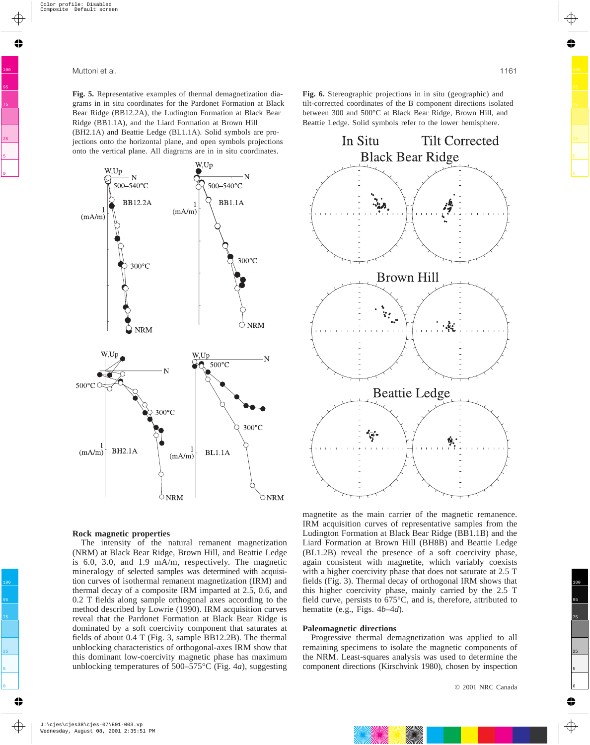**Fig. 5.** Representative examples of thermal demagnetization diagrams in in situ coordinates for the Pardonet Formation at Black Bear Ridge (BB12.2A), the Ludington Formation at Black Bear Ridge (BB1.1A), and the Liard Formation at Brown Hill (BH2.1A) and Beattie Ledge (BL1.1A). Solid symbols are projections onto the horizontal plane, and open symbols projections onto the vertical plane. All diagrams are in in situ coordinates.

**Fig. 6.** Stereographic projections in in situ (geographic) and tilt-corrected coordinates of the B component directions isolated between 300 and 500°C at Black Bear Ridge, Brown Hill, and Beattie Ledge. Solid symbols refer to the lower hemisphere.

## Rock magnetic properties

The intensity of the natural remanent magnetization (NRM) at Black Bear Ridge, Brown Hill, and Beattie Ledge is 6.0, 3.0, and 1.9 mA/m, respectively. The magnetic mineralogy of selected samples was determined with acquisition curves of isothermal remanent magnetization (IRM) and thermal decay of a composite IRM imparted at 2.5, 0.6, and 0.2 T fields along sample orthogonal axes according to the method described by Lowrie (1990). IRM acquisition curves reveal that the Pardonet Formation at Black Bear Ridge is dominated by a soft coercivity component that saturates at fields of about 0.4 T (Fig. 3, sample BB12.2B). The thermal unblocking characteristics of orthogonal-axes IRM show that this dominant low-coercivity magnetic phase has maximum unblocking temperatures of 500–575°C (Fig. 4*a*), suggesting magnetite as the main carrier of the magnetic remanence. IRM acquisition curves of representative samples from the Ludington Formation at Black Bear Ridge (BB1.1B) and the Liard Formation at Brown Hill (BH8B) and Beattie Ledge (BL1.2B) reveal the presence of a soft coercivity phase, again consistent with magnetite, which variably coexists with a higher coercivity phase that does not saturate at 2.5 T fields (Fig. 3). Thermal decay of orthogonal IRM shows that this higher coercivity phase, mainly carried by the 2.5 T field curve, persists to 675°C, and is, therefore, attributed to hematite (e.g., Figs. 4*b*–4*d*).

## Paleomagnetic directions

Progressive thermal demagnetization was applied to all remaining specimens to isolate the magnetic components of the NRM. Least-squares analysis was used to determine the component directions (Kirschvink 1980), chosen by inspection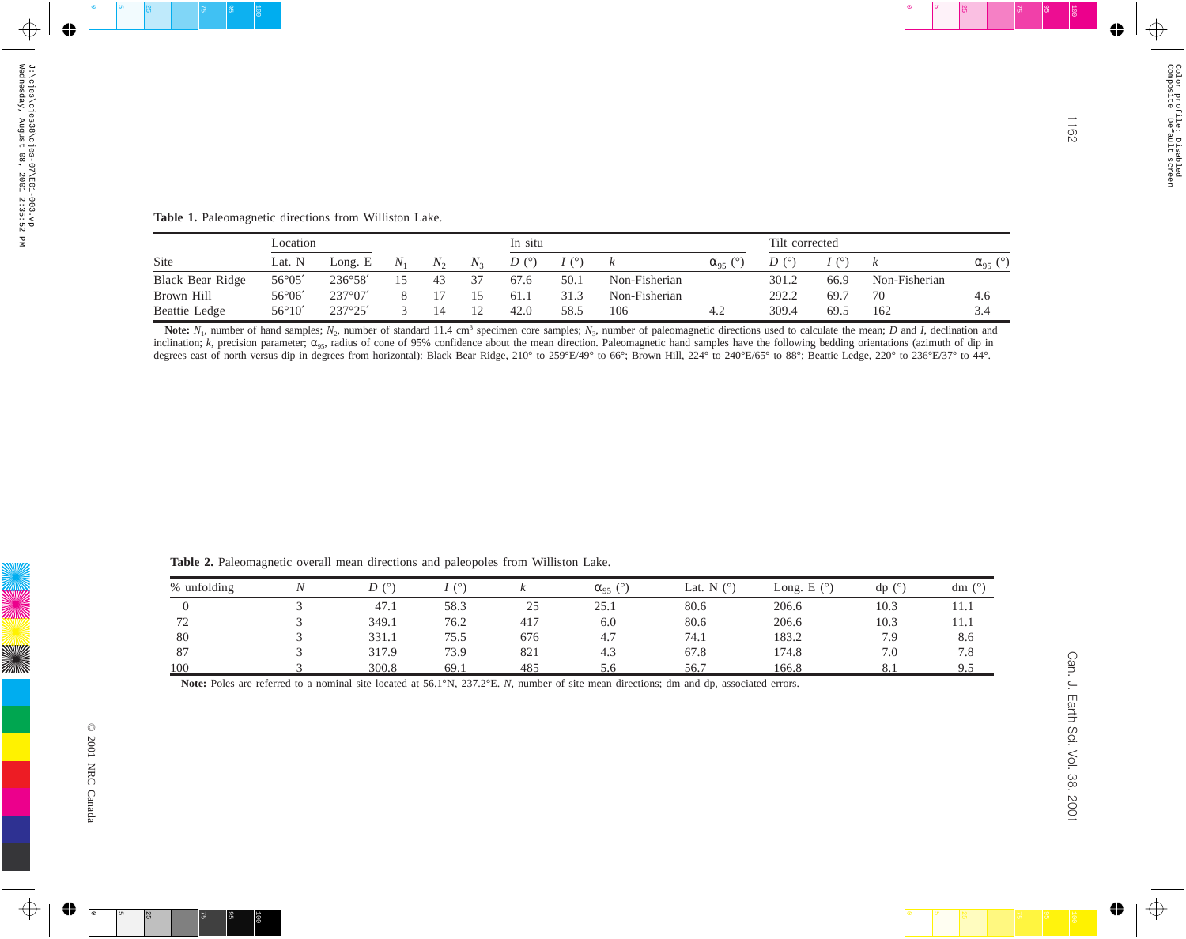**Table 1.** Paleomagnetic directions from Williston Lake.

| Site | Location | | | | | In situ | | | | Tilt corrected | | | |
|---|---|---|---|---|---|---|---|---|---|---|---|---|---|
| | Lat. N | Long. E | $N_1$ | $N_2$ | $N_3$ | $D$ (°) | $I$ (°) | $k$ | $\alpha_{95}$ (°) | $D$ (°) | $I$ (°) | $k$ | $\alpha_{95}$ (°) |
| Black Bear Ridge | 56°05′ | 236°58′ | 15 | 43 | 37 | 67.6 | 50.1 | Non-Fisherian | | 301.2 | 66.9 | Non-Fisherian | |
| Brown Hill | 56°06′ | 237°07′ | 8 | 17 | 15 | 61.1 | 31.3 | Non-Fisherian | | 292.2 | 69.7 | 70 | 4.6 |
| Beattie Ledge | 56°10′ | 237°25′ | 3 | 14 | 12 | 42.0 | 58.5 | 106 | 4.2 | 309.4 | 69.5 | 162 | 3.4 |

**Note:** $N_1$, number of hand samples; $N_2$, number of standard 11.4 cm$^3$ specimen core samples; $N_3$, number of paleomagnetic directions used to calculate the mean; $D$ and $I$, declination and inclination; $k$, precision parameter; $\alpha_{95}$, radius of cone of 95% confidence about the mean direction. Paleomagnetic hand samples have the following bedding orientations (azimuth of dip in degrees east of north versus dip in degrees from horizontal): Black Bear Ridge, 210° to 259°E/49° to 66°; Brown Hill, 224° to 240°E/65° to 88°; Beattie Ledge, 220° to 236°E/37° to 44°.

**Table 2.** Paleomagnetic overall mean directions and paleopoles from Williston Lake.

| % unfolding | $N$ | $D$ (°) | $I$ (°) | $k$ | $\alpha_{95}$ (°) | Lat. N (°) | Long. E (°) | dp (°) | dm (°) |
|---|---|---|---|---|---|---|---|---|---|
| 0 | 3 | 47.1 | 58.3 | 25 | 25.1 | 80.6 | 206.6 | 10.3 | 11.1 |
| 72 | 3 | 349.1 | 76.2 | 417 | 6.0 | 80.6 | 206.6 | 10.3 | 11.1 |
| 80 | 3 | 331.1 | 75.5 | 676 | 4.7 | 74.1 | 183.2 | 7.9 | 8.6 |
| 87 | 3 | 317.9 | 73.9 | 821 | 4.3 | 67.8 | 174.8 | 7.0 | 7.8 |
| 100 | 3 | 300.8 | 69.1 | 485 | 5.6 | 56.7 | 166.8 | 8.1 | 9.5 |

**Note:** Poles are referred to a nominal site located at 56.1°N, 237.2°E. $N$, number of site mean directions; dm and dp, associated errors.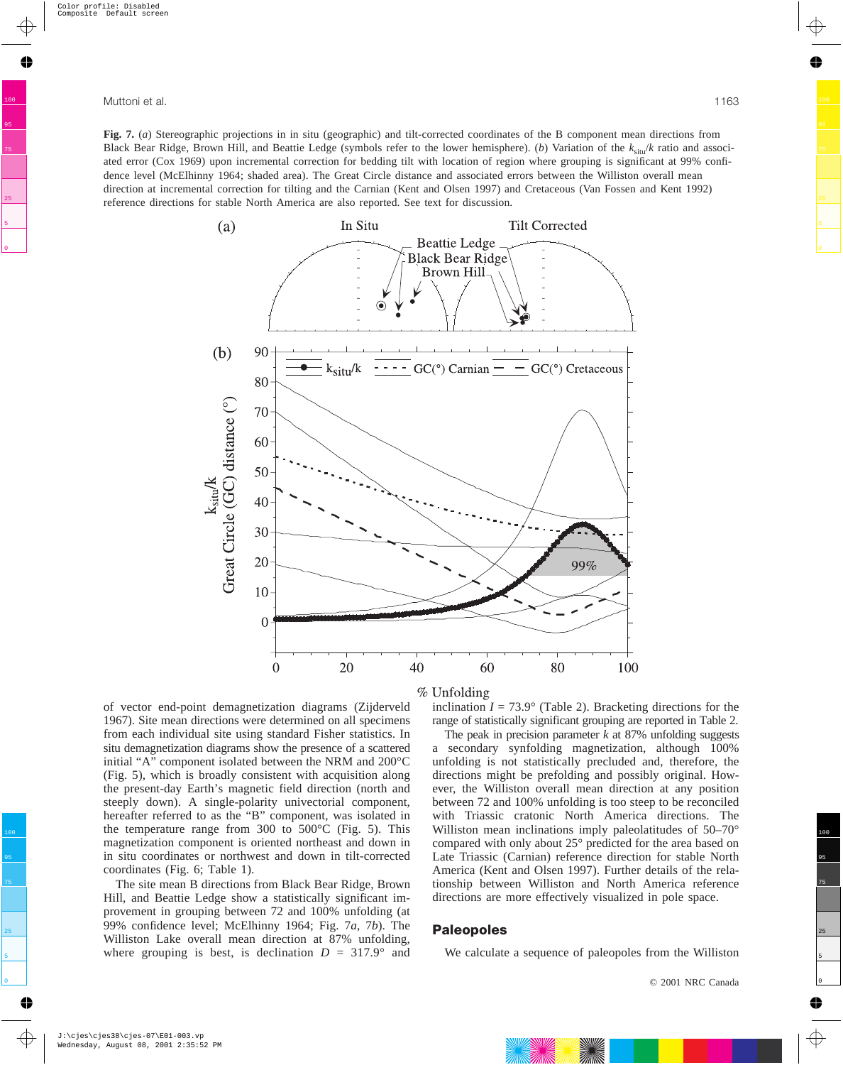**Fig. 7.** (*a*) Stereographic projections in in situ (geographic) and tilt-corrected coordinates of the B component mean directions from Black Bear Ridge, Brown Hill, and Beattie Ledge (symbols refer to the lower hemisphere). (*b*) Variation of the $k_{situ}/k$ ratio and associated error (Cox 1969) upon incremental correction for bedding tilt with location of region where grouping is significant at 99% confidence level (McElhinny 1964; shaded area). The Great Circle distance and associated errors between the Williston overall mean direction at incremental correction for tilting and the Carnian (Kent and Olsen 1997) and Cretaceous (Van Fossen and Kent 1992) reference directions for stable North America are also reported. See text for discussion.

of vector end-point demagnetization diagrams (Zijderveld 1967). Site mean directions were determined on all specimens from each individual site using standard Fisher statistics. In situ demagnetization diagrams show the presence of a scattered initial "A" component isolated between the NRM and 200°C (Fig. 5), which is broadly consistent with acquisition along the present-day Earth's magnetic field direction (north and steeply down). A single-polarity univectorial component, hereafter referred to as the "B" component, was isolated in the temperature range from 300 to 500°C (Fig. 5). This magnetization component is oriented northeast and down in in situ coordinates or northwest and down in tilt-corrected coordinates (Fig. 6; Table 1).

The site mean B directions from Black Bear Ridge, Brown Hill, and Beattie Ledge show a statistically significant improvement in grouping between 72 and 100% unfolding (at 99% confidence level; McElhinny 1964; Fig. 7*a*, 7*b*). The Williston Lake overall mean direction at 87% unfolding, where grouping is best, is declination $D$ = 317.9° and inclination $I$ = 73.9° (Table 2). Bracketing directions for the range of statistically significant grouping are reported in Table 2.

The peak in precision parameter $k$ at 87% unfolding suggests a secondary synfolding magnetization, although 100% unfolding is not statistically precluded and, therefore, the directions might be prefolding and possibly original. However, the Williston overall mean direction at any position between 72 and 100% unfolding is too steep to be reconciled with Triassic cratonic North America directions. The Williston mean inclinations imply paleolatitudes of 50–70° compared with only about 25° predicted for the area based on Late Triassic (Carnian) reference direction for stable North America (Kent and Olsen 1997). Further details of the relationship between Williston and North America reference directions are more effectively visualized in pole space.

## Paleopoles

We calculate a sequence of paleopoles from the Williston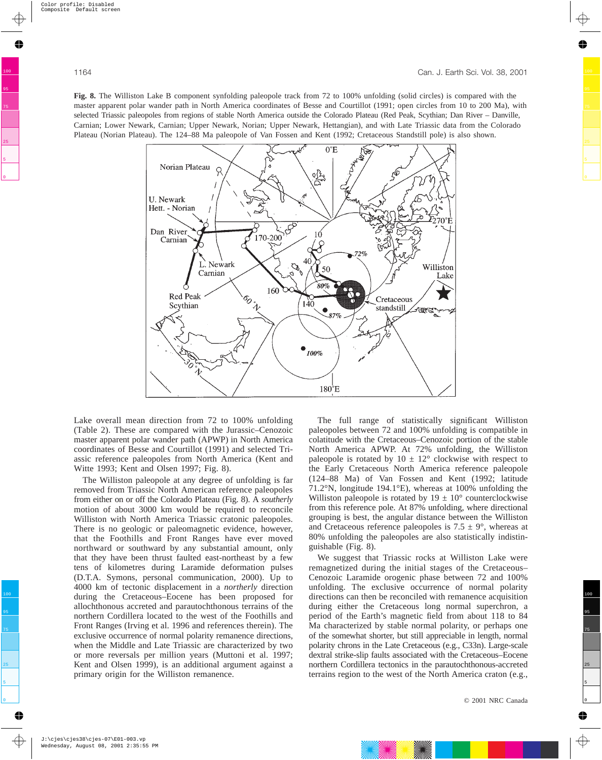**Fig. 8.** The Williston Lake B component synfolding paleopole track from 72 to 100% unfolding (solid circles) is compared with the master apparent polar wander path in North America coordinates of Besse and Courtillot (1991; open circles from 10 to 200 Ma), with selected Triassic paleopoles from regions of stable North America outside the Colorado Plateau (Red Peak, Scythian; Dan River – Danville, Carnian; Lower Newark, Carnian; Upper Newark, Norian; Upper Newark, Hettangian), and with Late Triassic data from the Colorado Plateau (Norian Plateau). The 124–88 Ma paleopole of Van Fossen and Kent (1992; Cretaceous Standstill pole) is also shown.

Lake overall mean direction from 72 to 100% unfolding (Table 2). These are compared with the Jurassic–Cenozoic master apparent polar wander path (APWP) in North America coordinates of Besse and Courtillot (1991) and selected Triassic reference paleopoles from North America (Kent and Witte 1993; Kent and Olsen 1997; Fig. 8).

The Williston paleopole at any degree of unfolding is far removed from Triassic North American reference paleopoles from either on or off the Colorado Plateau (Fig. 8). A *southerly* motion of about 3000 km would be required to reconcile Williston with North America Triassic cratonic paleopoles. There is no geologic or paleomagnetic evidence, however, that the Foothills and Front Ranges have ever moved northward or southward by any substantial amount, only that they have been thrust faulted east-northeast by a few tens of kilometres during Laramide deformation pulses (D.T.A. Symons, personal communication, 2000). Up to 4000 km of tectonic displacement in a *northerly* direction during the Cretaceous–Eocene has been proposed for allochthonous accreted and parautochthonous terrains of the northern Cordillera located to the west of the Foothills and Front Ranges (Irving et al. 1996 and references therein). The exclusive occurrence of normal polarity remanence directions, when the Middle and Late Triassic are characterized by two or more reversals per million years (Muttoni et al. 1997; Kent and Olsen 1999), is an additional argument against a primary origin for the Williston remanence.

The full range of statistically significant Williston paleopoles between 72 and 100% unfolding is compatible in colatitude with the Cretaceous–Cenozoic portion of the stable North America APWP. At 72% unfolding, the Williston paleopole is rotated by 10 ± 12° clockwise with respect to the Early Cretaceous North America reference paleopole (124–88 Ma) of Van Fossen and Kent (1992; latitude 71.2°N, longitude 194.1°E), whereas at 100% unfolding the Williston paleopole is rotated by 19 ± 10° counterclockwise from this reference pole. At 87% unfolding, where directional grouping is best, the angular distance between the Williston and Cretaceous reference paleopoles is 7.5 ± 9°, whereas at 80% unfolding the paleopoles are also statistically indistinguishable (Fig. 8).

We suggest that Triassic rocks at Williston Lake were remagnetized during the initial stages of the Cretaceous–Cenozoic Laramide orogenic phase between 72 and 100% unfolding. The exclusive occurrence of normal polarity directions can then be reconciled with remanence acquisition during either the Cretaceous long normal superchron, a period of the Earth's magnetic field from about 118 to 84 Ma characterized by stable normal polarity, or perhaps one of the somewhat shorter, but still appreciable in length, normal polarity chrons in the Late Cretaceous (e.g., C33n). Large-scale dextral strike-slip faults associated with the Cretaceous–Eocene northern Cordillera tectonics in the parautochthonous-accreted terrains region to the west of the North America craton (e.g.,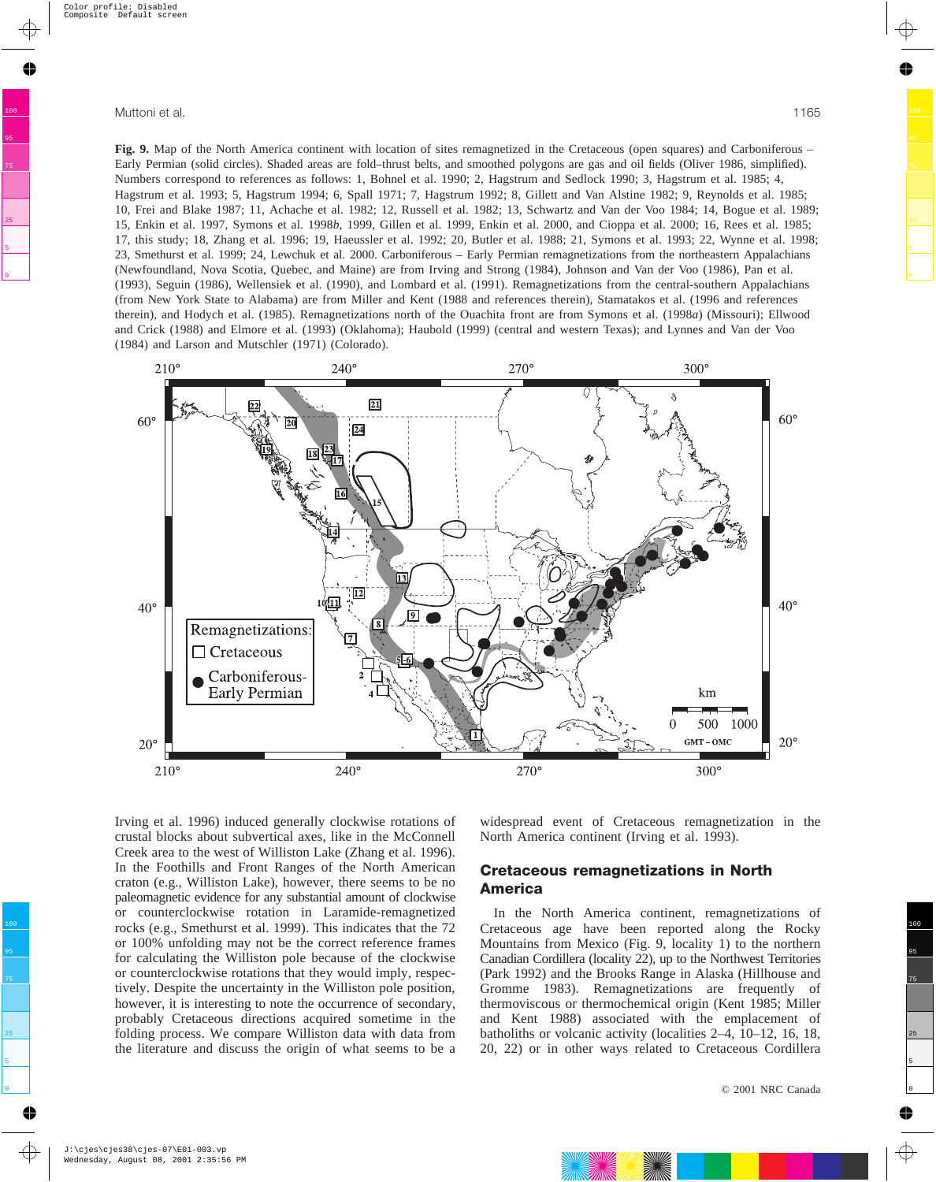**Fig. 9.** Map of the North America continent with location of sites remagnetized in the Cretaceous (open squares) and Carboniferous – Early Permian (solid circles). Shaded areas are fold–thrust belts, and smoothed polygons are gas and oil fields (Oliver 1986, simplified). Numbers correspond to references as follows: 1, Bohnel et al. 1990; 2, Hagstrum and Sedlock 1990; 3, Hagstrum et al. 1985; 4, Hagstrum et al. 1993; 5, Hagstrum 1994; 6, Spall 1971; 7, Hagstrum 1992; 8, Gillett and Van Alstine 1982; 9, Reynolds et al. 1985; 10, Frei and Blake 1987; 11, Achache et al. 1982; 12, Russell et al. 1982; 13, Schwartz and Van der Voo 1984; 14, Bogue et al. 1989; 15, Enkin et al. 1997, Symons et al. 1998*b*, 1999, Gillen et al. 1999, Enkin et al. 2000, and Cioppa et al. 2000; 16, Rees et al. 1985; 17, this study; 18, Zhang et al. 1996; 19, Haeussler et al. 1992; 20, Butler et al. 1988; 21, Symons et al. 1993; 22, Wynne et al. 1998; 23, Smethurst et al. 1999; 24, Lewchuk et al. 2000. Carboniferous – Early Permian remagnetizations from the northeastern Appalachians (Newfoundland, Nova Scotia, Quebec, and Maine) are from Irving and Strong (1984), Johnson and Van der Voo (1986), Pan et al. (1993), Seguin (1986), Wellensiek et al. (1990), and Lombard et al. (1991). Remagnetizations from the central-southern Appalachians (from New York State to Alabama) are from Miller and Kent (1988 and references therein), Stamatakos et al. (1996 and references therein), and Hodych et al. (1985). Remagnetizations north of the Ouachita front are from Symons et al. (1998*a*) (Missouri); Ellwood and Crick (1988) and Elmore et al. (1993) (Oklahoma); Haubold (1999) (central and western Texas); and Lynnes and Van der Voo (1984) and Larson and Mutschler (1971) (Colorado).

Irving et al. 1996) induced generally clockwise rotations of crustal blocks about subvertical axes, like in the McConnell Creek area to the west of Williston Lake (Zhang et al. 1996). In the Foothills and Front Ranges of the North American craton (e.g., Williston Lake), however, there seems to be no paleomagnetic evidence for any substantial amount of clockwise or counterclockwise rotation in Laramide-remagnetized rocks (e.g., Smethurst et al. 1999). This indicates that the 72 or 100% unfolding may not be the correct reference frames for calculating the Williston pole because of the clockwise or counterclockwise rotations that they would imply, respectively. Despite the uncertainty in the Williston pole position, however, it is interesting to note the occurrence of secondary, probably Cretaceous directions acquired sometime in the folding process. We compare Williston data with data from the literature and discuss the origin of what seems to be a widespread event of Cretaceous remagnetization in the North America continent (Irving et al. 1993).

## Cretaceous remagnetizations in North America

In the North America continent, remagnetizations of Cretaceous age have been reported along the Rocky Mountains from Mexico (Fig. 9, locality 1) to the northern Canadian Cordillera (locality 22), up to the Northwest Territories (Park 1992) and the Brooks Range in Alaska (Hillhouse and Gromme 1983). Remagnetizations are frequently of thermoviscous or thermochemical origin (Kent 1985; Miller and Kent 1988) associated with the emplacement of batholiths or volcanic activity (localities 2–4, 10–12, 16, 18, 20, 22) or in other ways related to Cretaceous Cordillera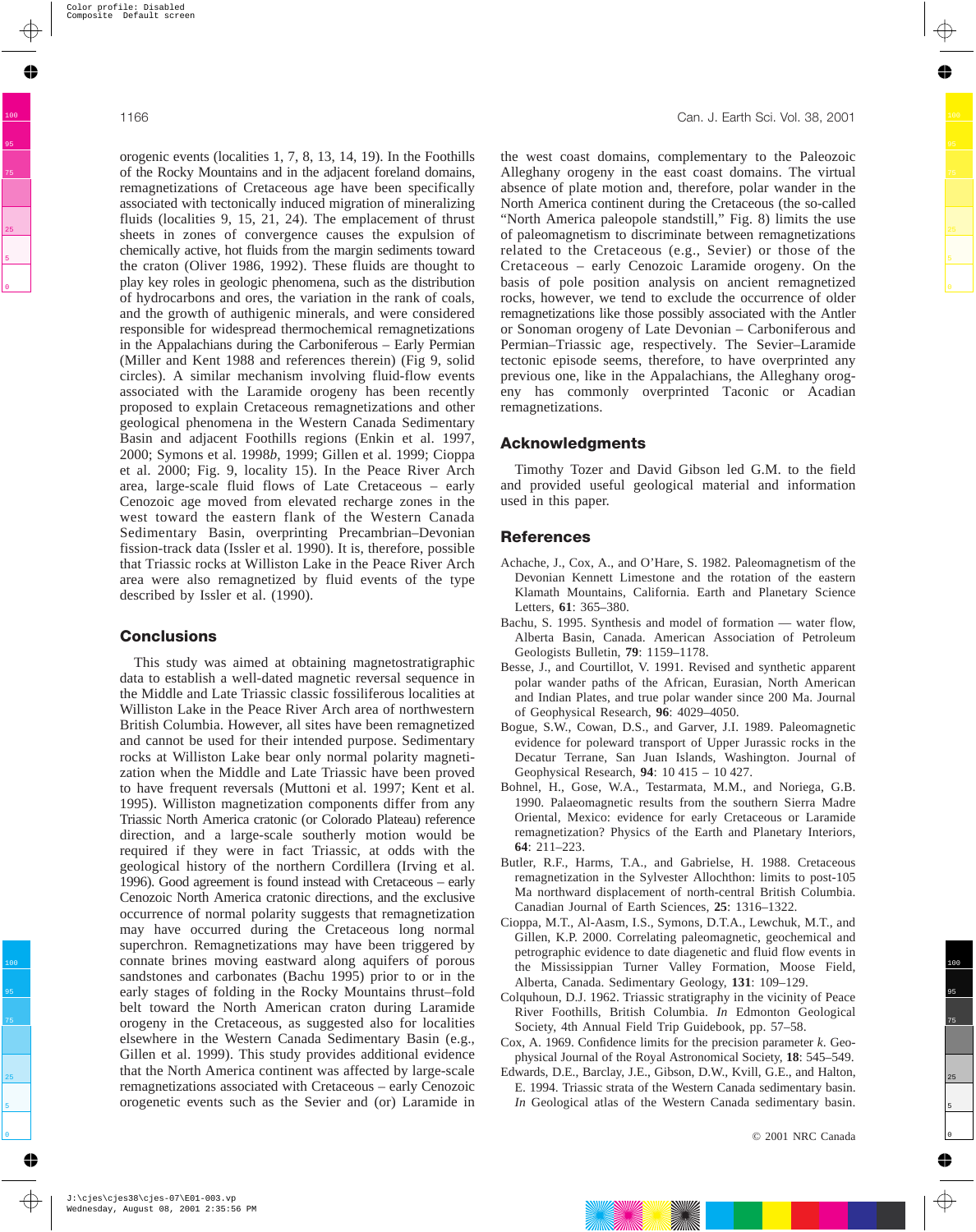orogenic events (localities 1, 7, 8, 13, 14, 19). In the Foothills of the Rocky Mountains and in the adjacent foreland domains, remagnetizations of Cretaceous age have been specifically associated with tectonically induced migration of mineralizing fluids (localities 9, 15, 21, 24). The emplacement of thrust sheets in zones of convergence causes the expulsion of chemically active, hot fluids from the margin sediments toward the craton (Oliver 1986, 1992). These fluids are thought to play key roles in geologic phenomena, such as the distribution of hydrocarbons and ores, the variation in the rank of coals, and the growth of authigenic minerals, and were considered responsible for widespread thermochemical remagnetizations in the Appalachians during the Carboniferous – Early Permian (Miller and Kent 1988 and references therein) (Fig 9, solid circles). A similar mechanism involving fluid-flow events associated with the Laramide orogeny has recently proposed to explain Cretaceous remagnetizations and other geological phenomena in the Western Canada Sedimentary Basin and adjacent Foothills regions (Enkin et al. 1997, 2000; Symons et al. 1998*b*, 1999; Gillen et al. 1999; Cioppa et al. 2000; Fig. 9, locality 15). In the Peace River Arch area, large-scale fluid flows of Late Cretaceous – early Cenozoic age moved from elevated recharge zones in the west toward the eastern flank of the Western Canada Sedimentary Basin, overprinting Precambrian–Devonian fission-track data (Issler et al. 1990). It is, therefore, possible that Triassic rocks at Williston Lake in the Peace River Arch area were also remagnetized by fluid events of the type described by Issler et al. (1990).

## Conclusions

This study was aimed at obtaining magnetostratigraphic data to establish a well-dated magnetic reversal sequence in the Middle and Late Triassic classic fossiliferous localities at Williston Lake in the Peace River Arch area of northwestern British Columbia. However, all sites have been remagnetized and cannot be used for their intended purpose. Sedimentary rocks at Williston Lake bear only normal polarity magnetization when the Middle and Late Triassic have been proved to have frequent reversals (Muttoni et al. 1997; Kent et al. 1995). Williston magnetization components differ from any Triassic North America cratonic (or Colorado Plateau) reference direction, and a large-scale southerly motion would be required if they were in fact Triassic, at odds with the geological history of the northern Cordillera (Irving et al. 1996). Good agreement is found instead with Cretaceous – early Cenozoic North America cratonic directions, and the exclusive occurrence of normal polarity suggests that remagnetization may have occurred during the Cretaceous long normal superchron. Remagnetizations may have been triggered by connate brines moving eastward along aquifers of porous sandstones and carbonates (Bachu 1995) prior to or in the early stages of folding in the Rocky Mountains thrust–fold belt toward the North American craton during Laramide orogeny in the Cretaceous, as suggested also for localities elsewhere in the Western Canada Sedimentary Basin (e.g., Gillen et al. 1999). This study provides additional evidence that the North America continent was affected by large-scale remagnetizations associated with Cretaceous – early Cenozoic orogenetic events such as the Sevier and (or) Laramide in the west coast domains, complementary to the Paleozoic Alleghany orogeny in the east coast domains. The virtual absence of plate motion and, therefore, polar wander in the North America continent during the Cretaceous (the so-called "North America paleopole standstill," Fig. 8) limits the use of paleomagnetism to discriminate between remagnetizations related to the Cretaceous (e.g., Sevier) or those of the Cretaceous – early Cenozoic Laramide orogeny. On the basis of pole position analysis on ancient remagnetized rocks, however, we tend to exclude the occurrence of older remagnetizations like those possibly associated with the Antler or Sonoman orogeny of Late Devonian – Carboniferous and Permian–Triassic age, respectively. The Sevier–Laramide tectonic episode seems, therefore, to have overprinted any previous one, like in the Appalachians, the Alleghany orogeny has commonly overprinted Taconic or Acadian remagnetizations.

## Acknowledgments

Timothy Tozer and David Gibson led G.M. to the field and provided useful geological material and information used in this paper.

## References

Achache, J., Cox, A., and O'Hare, S. 1982. Paleomagnetism of the Devonian Kennett Limestone and the rotation of the eastern Klamath Mountains, California. Earth and Planetary Science Letters, **61**: 365–380.

Bachu, S. 1995. Synthesis and model of formation — water flow, Alberta Basin, Canada. American Association of Petroleum Geologists Bulletin, **79**: 1159–1178.

Besse, J., and Courtillot, V. 1991. Revised and synthetic apparent polar wander paths of the African, Eurasian, North American and Indian Plates, and true polar wander since 200 Ma. Journal of Geophysical Research, **96**: 4029–4050.

Bogue, S.W., Cowan, D.S., and Garver, J.I. 1989. Paleomagnetic evidence for poleward transport of Upper Jurassic rocks in the Decatur Terrane, San Juan Islands, Washington. Journal of Geophysical Research, **94**: 10 415 – 10 427.

Bohnel, H., Gose, W.A., Testarmata, M.M., and Noriega, G.B. 1990. Palaeomagnetic results from the southern Sierra Madre Oriental, Mexico: evidence for early Cretaceous or Laramide remagnetization? Physics of the Earth and Planetary Interiors, **64**: 211–223.

Butler, R.F., Harms, T.A., and Gabrielse, H. 1988. Cretaceous remagnetization in the Sylvester Allochthon: limits to post-105 Ma northward displacement of north-central British Columbia. Canadian Journal of Earth Sciences, **25**: 1316–1322.

Cioppa, M.T., Al-Aasm, I.S., Symons, D.T.A., Lewchuk, M.T., and Gillen, K.P. 2000. Correlating paleomagnetic, geochemical and petrographic evidence to date diagenetic and fluid flow events in the Mississippian Turner Valley Formation, Moose Field, Alberta, Canada. Sedimentary Geology, **131**: 109–129.

Colquhoun, D.J. 1962. Triassic stratigraphy in the vicinity of Peace River Foothills, British Columbia. *In* Edmonton Geological Society, 4th Annual Field Trip Guidebook, pp. 57–58.

Cox, A. 1969. Confidence limits for the precision parameter *k*. Geophysical Journal of the Royal Astronomical Society, **18**: 545–549.

Edwards, D.E., Barclay, J.E., Gibson, D.W., Kvill, G.E., and Halton, E. 1994. Triassic strata of the Western Canada sedimentary basin. *In* Geological atlas of the Western Canada sedimentary basin.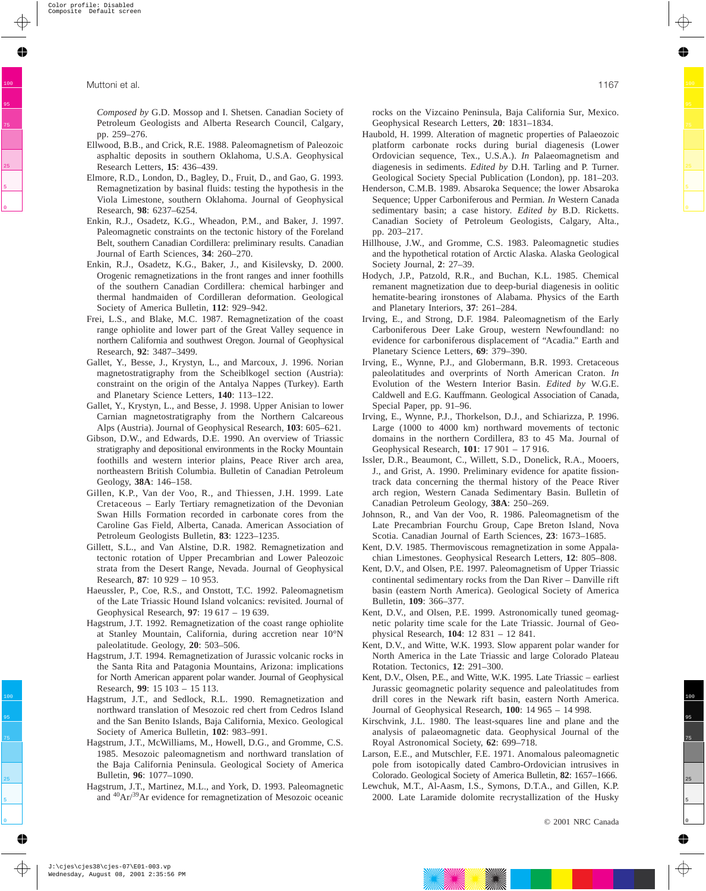*Composed by* G.D. Mossop and I. Shetsen. Canadian Society of Petroleum Geologists and Alberta Research Council, Calgary, pp. 259–276.

Ellwood, B.B., and Crick, R.E. 1988. Paleomagnetism of Paleozoic asphaltic deposits in southern Oklahoma, U.S.A. Geophysical Research Letters, **15**: 436–439.

Elmore, R.D., London, D., Bagley, D., Fruit, D., and Gao, G. 1993. Remagnetization by basinal fluids: testing the hypothesis in the Viola Limestone, southern Oklahoma. Journal of Geophysical Research, **98**: 6237–6254.

Enkin, R.J., Osadetz, K.G., Wheadon, P.M., and Baker, J. 1997. Paleomagnetic constraints on the tectonic history of the Foreland Belt, southern Canadian Cordillera: preliminary results. Canadian Journal of Earth Sciences, **34**: 260–270.

Enkin, R.J., Osadetz, K.G., Baker, J., and Kisilevsky, D. 2000. Orogenic remagnetizations in the front ranges and inner foothills of the southern Canadian Cordillera: chemical harbinger and thermal handmaiden of Cordilleran deformation. Geological Society of America Bulletin, **112**: 929–942.

Frei, L.S., and Blake, M.C. 1987. Remagnetization of the coast range ophiolite and lower part of the Great Valley sequence in northern California and southwest Oregon. Journal of Geophysical Research, **92**: 3487–3499.

Gallet, Y., Besse, J., Krystyn, L., and Marcoux, J. 1996. Norian magnetostratigraphy from the Scheiblkogel section (Austria): constraint on the origin of the Antalya Nappes (Turkey). Earth and Planetary Science Letters, **140**: 113–122.

Gallet, Y., Krystyn, L., and Besse, J. 1998. Upper Anisian to lower Carnian magnetostratigraphy from the Northern Calcareous Alps (Austria). Journal of Geophysical Research, **103**: 605–621.

Gibson, D.W., and Edwards, D.E. 1990. An overview of Triassic stratigraphy and depositional environments in the Rocky Mountain foothills and western interior plains, Peace River arch area, northeastern British Columbia. Bulletin of Canadian Petroleum Geology, **38A**: 146–158.

Gillen, K.P., Van der Voo, R., and Thiessen, J.H. 1999. Late Cretaceous – Early Tertiary remagnetization of the Devonian Swan Hills Formation recorded in carbonate cores from the Caroline Gas Field, Alberta, Canada. American Association of Petroleum Geologists Bulletin, **83**: 1223–1235.

Gillett, S.L., and Van Alstine, D.R. 1982. Remagnetization and tectonic rotation of Upper Precambrian and Lower Paleozoic strata from the Desert Range, Nevada. Journal of Geophysical Research, **87**: 10 929 – 10 953.

Haeussler, P., Coe, R.S., and Onstott, T.C. 1992. Paleomagnetism of the Late Triassic Hound Island volcanics: revisited. Journal of Geophysical Research, **97**: 19 617 – 19 639.

Hagstrum, J.T. 1992. Remagnetization of the coast range ophiolite at Stanley Mountain, California, during accretion near 10°N paleolatitude. Geology, **20**: 503–506.

Hagstrum, J.T. 1994. Remagnetization of Jurassic volcanic rocks in the Santa Rita and Patagonia Mountains, Arizona: implications for North American apparent polar wander. Journal of Geophysical Research, **99**: 15 103 – 15 113.

Hagstrum, J.T., and Sedlock, R.L. 1990. Remagnetization and northward translation of Mesozoic red chert from Cedros Island and the San Benito Islands, Baja California, Mexico. Geological Society of America Bulletin, **102**: 983–991.

Hagstrum, J.T., McWilliams, M., Howell, D.G., and Gromme, C.S. 1985. Mesozoic paleomagnetism and northward translation of the Baja California Peninsula. Geological Society of America Bulletin, **96**: 1077–1090.

Hagstrum, J.T., Martinez, M.L., and York, D. 1993. Paleomagnetic and $^{40}Ar/^{39}Ar$ evidence for remagnetization of Mesozoic oceanic rocks on the Vizcaino Peninsula, Baja California Sur, Mexico. Geophysical Research Letters, **20**: 1831–1834.

Haubold, H. 1999. Alteration of magnetic properties of Palaeozoic platform carbonate rocks during burial diagenesis (Lower Ordovician sequence, Tex., U.S.A.). *In* Palaeomagnetism and diagenesis in sediments. *Edited by* D.H. Tarling and P. Turner. Geological Society Special Publication (London), pp. 181–203.

Henderson, C.M.B. 1989. Absaroka Sequence; the lower Absaroka Sequence; Upper Carboniferous and Permian. *In* Western Canada sedimentary basin; a case history. *Edited by* B.D. Ricketts. Canadian Society of Petroleum Geologists, Calgary, Alta., pp. 203–217.

Hillhouse, J.W., and Gromme, C.S. 1983. Paleomagnetic studies and the hypothetical rotation of Arctic Alaska. Alaska Geological Society Journal, **2**: 27–39.

Hodych, J.P., Patzold, R.R., and Buchan, K.L. 1985. Chemical remanent magnetization due to deep-burial diagenesis in oolitic hematite-bearing ironstones of Alabama. Physics of the Earth and Planetary Interiors, **37**: 261–284.

Irving, E., and Strong, D.F. 1984. Paleomagnetism of the Early Carboniferous Deer Lake Group, western Newfoundland: no evidence for carboniferous displacement of "Acadia." Earth and Planetary Science Letters, **69**: 379–390.

Irving, E., Wynne, P.J., and Globermann, B.R. 1993. Cretaceous paleolatitudes and overprints of North American Craton. *In* Evolution of the Western Interior Basin. *Edited by* W.G.E. Caldwell and E.G. Kauffmann. Geological Association of Canada, Special Paper, pp. 91–96.

Irving, E., Wynne, P.J., Thorkelson, D.J., and Schiarizza, P. 1996. Large (1000 to 4000 km) northward movements of tectonic domains in the northern Cordillera, 83 to 45 Ma. Journal of Geophysical Research, **101**: 17 901 – 17 916.

Issler, D.R., Beaumont, C., Willett, S.D., Donelick, R.A., Mooers, J., and Grist, A. 1990. Preliminary evidence for apatite fission-track data concerning the thermal history of the Peace River arch region, Western Canada Sedimentary Basin. Bulletin of Canadian Petroleum Geology, **38A**: 250–269.

Johnson, R., and Van der Voo, R. 1986. Paleomagnetism of the Late Precambrian Fourchu Group, Cape Breton Island, Nova Scotia. Canadian Journal of Earth Sciences, **23**: 1673–1685.

Kent, D.V. 1985. Thermoviscous remagnetization in some Appalachian Limestones. Geophysical Research Letters, **12**: 805–808.

Kent, D.V., and Olsen, P.E. 1997. Paleomagnetism of Upper Triassic continental sedimentary rocks from the Dan River – Danville rift basin (eastern North America). Geological Society of America Bulletin, **109**: 366–377.

Kent, D.V., and Olsen, P.E. 1999. Astronomically tuned geomagnetic polarity time scale for the Late Triassic. Journal of Geophysical Research, **104**: 12 831 – 12 841.

Kent, D.V., and Witte, W.K. 1993. Slow apparent polar wander for North America in the Late Triassic and large Colorado Plateau Rotation. Tectonics, **12**: 291–300.

Kent, D.V., Olsen, P.E., and Witte, W.K. 1995. Late Triassic – earliest Jurassic geomagnetic polarity sequence and paleolatitudes from drill cores in the Newark rift basin, eastern North America. Journal of Geophysical Research, **100**: 14 965 – 14 998.

Kirschvink, J.L. 1980. The least-squares line and plane and the analysis of palaeomagnetic data. Geophysical Journal of the Royal Astronomical Society, **62**: 699–718.

Larson, E.E., and Mutschler, F.E. 1971. Anomalous paleomagnetic pole from isotopically dated Cambro-Ordovician intrusives in Colorado. Geological Society of America Bulletin, **82**: 1657–1666.

Lewchuk, M.T., Al-Aasm, I.S., Symons, D.T.A., and Gillen, K.P. 2000. Late Laramide dolomite recrystallization of the Husky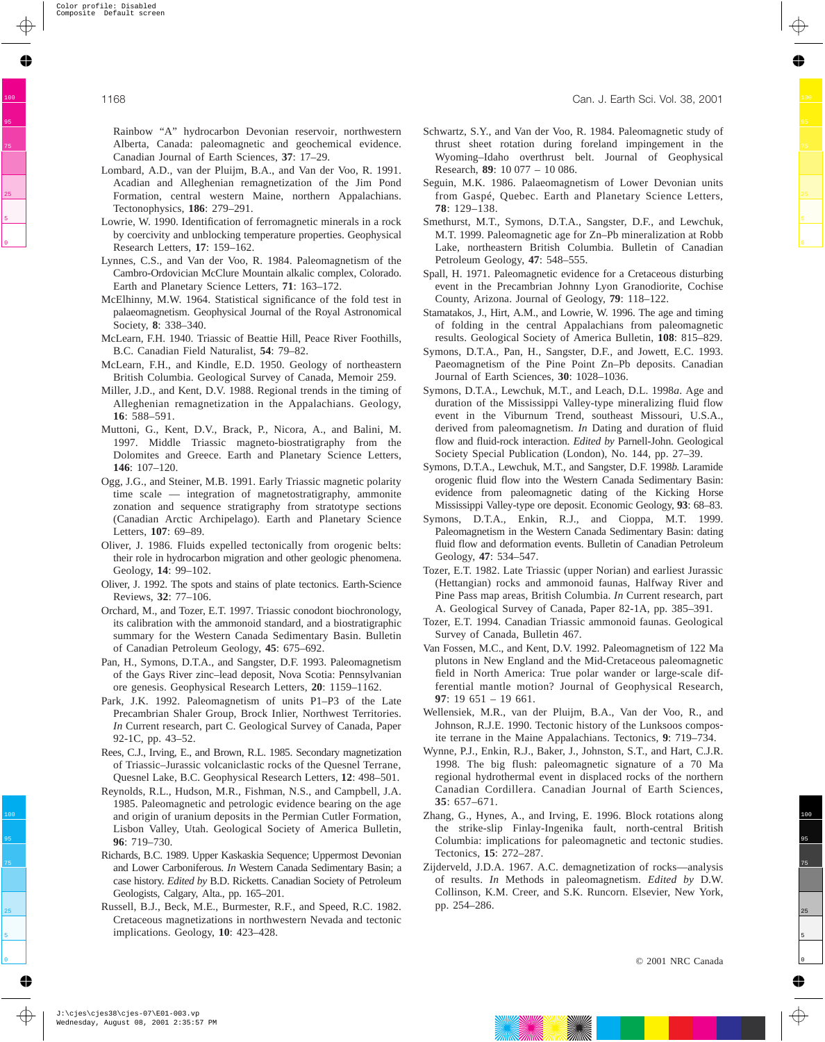Rainbow "A" hydrocarbon Devonian reservoir, northwestern Alberta, Canada: paleomagnetic and geochemical evidence. Canadian Journal of Earth Sciences, **37**: 17–29.

Lombard, A.D., van der Pluijm, B.A., and Van der Voo, R. 1991. Acadian and Alleghenian remagnetization of the Jim Pond Formation, central western Maine, northern Appalachians. Tectonophysics, **186**: 279–291.

Lowrie, W. 1990. Identification of ferromagnetic minerals in a rock by coercivity and unblocking temperature properties. Geophysical Research Letters, **17**: 159–162.

Lynnes, C.S., and Van der Voo, R. 1984. Paleomagnetism of the Cambro-Ordovician McClure Mountain alkalic complex, Colorado. Earth and Planetary Science Letters, **71**: 163–172.

McElhinny, M.W. 1964. Statistical significance of the fold test in palaeomagnetism. Geophysical Journal of the Royal Astronomical Society, **8**: 338–340.

McLearn, F.H. 1940. Triassic of Beattie Hill, Peace River Foothills, B.C. Canadian Field Naturalist, **54**: 79–82.

McLearn, F.H., and Kindle, E.D. 1950. Geology of northeastern British Columbia. Geological Survey of Canada, Memoir 259.

Miller, J.D., and Kent, D.V. 1988. Regional trends in the timing of Alleghenian remagnetization in the Appalachians. Geology, **16**: 588–591.

Muttoni, G., Kent, D.V., Brack, P., Nicora, A., and Balini, M. 1997. Middle Triassic magneto-biostratigraphy from the Dolomites and Greece. Earth and Planetary Science Letters, **146**: 107–120.

Ogg, J.G., and Steiner, M.B. 1991. Early Triassic magnetic polarity time scale — integration of magnetostratigraphy, ammonite zonation and sequence stratigraphy from stratotype sections (Canadian Arctic Archipelago). Earth and Planetary Science Letters, **107**: 69–89.

Oliver, J. 1986. Fluids expelled tectonically from orogenic belts: their role in hydrocarbon migration and other geologic phenomena. Geology, **14**: 99–102.

Oliver, J. 1992. The spots and stains of plate tectonics. Earth-Science Reviews, **32**: 77–106.

Orchard, M., and Tozer, E.T. 1997. Triassic conodont biochronology, its calibration with the ammonoid standard, and a biostratigraphic summary for the Western Canada Sedimentary Basin. Bulletin of Canadian Petroleum Geology, **45**: 675–692.

Pan, H., Symons, D.T.A., and Sangster, D.F. 1993. Paleomagnetism of the Gays River zinc–lead deposit, Nova Scotia: Pennsylvanian ore genesis. Geophysical Research Letters, **20**: 1159–1162.

Park, J.K. 1992. Paleomagnetism of units P1–P3 of the Late Precambrian Shaler Group, Brock Inlier, Northwest Territories. *In* Current research, part C. Geological Survey of Canada, Paper 92-1C, pp. 43–52.

Rees, C.J., Irving, E., and Brown, R.L. 1985. Secondary magnetization of Triassic–Jurassic volcaniclastic rocks of the Quesnel Terrane, Quesnel Lake, B.C. Geophysical Research Letters, **12**: 498–501.

Reynolds, R.L., Hudson, M.R., Fishman, N.S., and Campbell, J.A. 1985. Paleomagnetic and petrologic evidence bearing on the age and origin of uranium deposits in the Permian Cutler Formation, Lisbon Valley, Utah. Geological Society of America Bulletin, **96**: 719–730.

Richards, B.C. 1989. Upper Kaskaskia Sequence; Uppermost Devonian and Lower Carboniferous. *In* Western Canada Sedimentary Basin; a case history. *Edited by* B.D. Ricketts. Canadian Society of Petroleum Geologists, Calgary, Alta., pp. 165–201.

Russell, B.J., Beck, M.E., Burmester, R.F., and Speed, R.C. 1982. Cretaceous magnetizations in northwestern Nevada and tectonic implications. Geology, **10**: 423–428.

Schwartz, S.Y., and Van der Voo, R. 1984. Paleomagnetic study of thrust sheet rotation during foreland impingement in the Wyoming–Idaho overthrust belt. Journal of Geophysical Research, **89**: 10 077 – 10 086.

Seguin, M.K. 1986. Palaeomagnetism of Lower Devonian units from Gaspé, Quebec. Earth and Planetary Science Letters, **78**: 129–138.

Smethurst, M.T., Symons, D.T.A., Sangster, D.F., and Lewchuk, M.T. 1999. Paleomagnetic age for Zn–Pb mineralization at Robb Lake, northeastern British Columbia. Bulletin of Canadian Petroleum Geology, **47**: 548–555.

Spall, H. 1971. Paleomagnetic evidence for a Cretaceous disturbing event in the Precambrian Johnny Lyon Granodiorite, Cochise County, Arizona. Journal of Geology, **79**: 118–122.

Stamatakos, J., Hirt, A.M., and Lowrie, W. 1996. The age and timing of folding in the central Appalachians from paleomagnetic results. Geological Society of America Bulletin, **108**: 815–829.

Symons, D.T.A., Pan, H., Sangster, D.F., and Jowett, E.C. 1993. Paeomagnetism of the Pine Point Zn–Pb deposits. Canadian Journal of Earth Sciences, **30**: 1028–1036.

Symons, D.T.A., Lewchuk, M.T., and Leach, D.L. 1998*a*. Age and duration of the Mississippi Valley-type mineralizing fluid flow event in the Viburnum Trend, southeast Missouri, U.S.A., derived from paleomagnetism. *In* Dating and duration of fluid flow and fluid-rock interaction. *Edited by* Parnell-John. Geological Society Special Publication (London), No. 144, pp. 27–39.

Symons, D.T.A., Lewchuk, M.T., and Sangster, D.F. 1998*b*. Laramide orogenic fluid flow into the Western Canada Sedimentary Basin: evidence from paleomagnetic dating of the Kicking Horse Mississippi Valley-type ore deposit. Economic Geology, **93**: 68–83.

Symons, D.T.A., Enkin, R.J., and Cioppa, M.T. 1999. Paleomagnetism in the Western Canada Sedimentary Basin: dating fluid flow and deformation events. Bulletin of Canadian Petroleum Geology, **47**: 534–547.

Tozer, E.T. 1982. Late Triassic (upper Norian) and earliest Jurassic (Hettangian) rocks and ammonoid faunas, Halfway River and Pine Pass map areas, British Columbia. *In* Current research, part A. Geological Survey of Canada, Paper 82-1A, pp. 385–391.

Tozer, E.T. 1994. Canadian Triassic ammonoid faunas. Geological Survey of Canada, Bulletin 467.

Van Fossen, M.C., and Kent, D.V. 1992. Paleomagnetism of 122 Ma plutons in New England and the Mid-Cretaceous paleomagnetic field in North America: True polar wander or large-scale differential mantle motion? Journal of Geophysical Research, **97**: 19 651 – 19 661.

Wellensiek, M.R., van der Pluijm, B.A., Van der Voo, R., and Johnson, R.J.E. 1990. Tectonic history of the Lunksoos composite terrane in the Maine Appalachians. Tectonics, **9**: 719–734.

Wynne, P.J., Enkin, R.J., Baker, J., Johnston, S.T., and Hart, C.J.R. 1998. The big flush: paleomagnetic signature of a 70 Ma regional hydrothermal event in displaced rocks of the northern Canadian Cordillera. Canadian Journal of Earth Sciences, **35**: 657–671.

Zhang, G., Hynes, A., and Irving, E. 1996. Block rotations along the strike-slip Finlay-Ingenika fault, north-central British Columbia: implications for paleomagnetic and tectonic studies. Tectonics, **15**: 272–287.

Zijderveld, J.D.A. 1967. A.C. demagnetization of rocks—analysis of results. *In* Methods in paleomagnetism. *Edited by* D.W. Collinson, K.M. Creer, and S.K. Runcorn. Elsevier, New York, pp. 254–286.